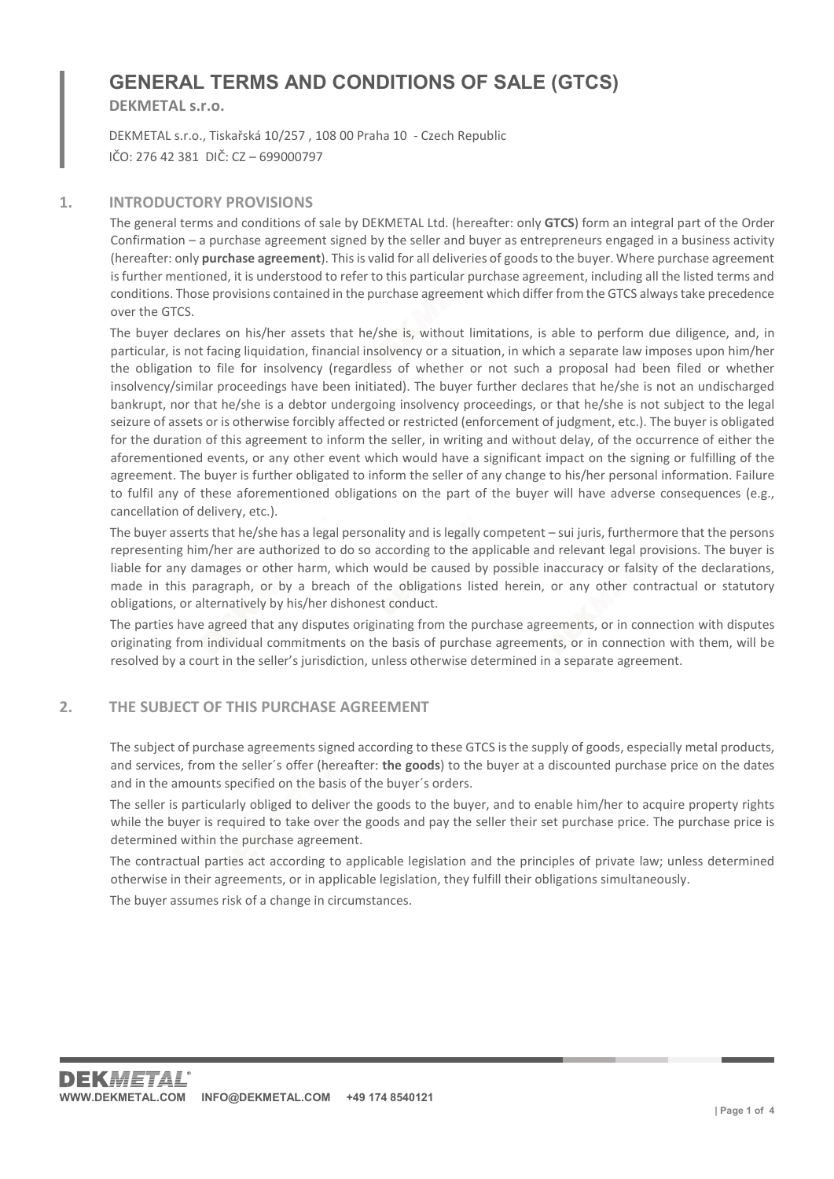# GENERAL TERMS AND CONDITIONS OF SALE (GTCS)

**DEKMETAL s.r.o.**

DEKMETAL s.r.o., Tiskařská 10/257 , 108 00 Praha 10 - Czech Republic
IČO: 276 42 381 DIČ: CZ – 699000797

## 1. INTRODUCTORY PROVISIONS

The general terms and conditions of sale by DEKMETAL Ltd. (hereafter: only **GTCS**) form an integral part of the Order Confirmation – a purchase agreement signed by the seller and buyer as entrepreneurs engaged in a business activity (hereafter: only **purchase agreement**). This is valid for all deliveries of goods to the buyer. Where purchase agreement is further mentioned, it is understood to refer to this particular purchase agreement, including all the listed terms and conditions. Those provisions contained in the purchase agreement which differ from the GTCS always take precedence over the GTCS.

The buyer declares on his/her assets that he/she is, without limitations, is able to perform due diligence, and, in particular, is not facing liquidation, financial insolvency or a situation, in which a separate law imposes upon him/her the obligation to file for insolvency (regardless of whether or not such a proposal had been filed or whether insolvency/similar proceedings have been initiated). The buyer further declares that he/she is not an undischarged bankrupt, nor that he/she is a debtor undergoing insolvency proceedings, or that he/she is not subject to the legal seizure of assets or is otherwise forcibly affected or restricted (enforcement of judgment, etc.). The buyer is obligated for the duration of this agreement to inform the seller, in writing and without delay, of the occurrence of either the aforementioned events, or any other event which would have a significant impact on the signing or fulfilling of the agreement. The buyer is further obligated to inform the seller of any change to his/her personal information. Failure to fulfil any of these aforementioned obligations on the part of the buyer will have adverse consequences (e.g., cancellation of delivery, etc.).

The buyer asserts that he/she has a legal personality and is legally competent – sui juris, furthermore that the persons representing him/her are authorized to do so according to the applicable and relevant legal provisions. The buyer is liable for any damages or other harm, which would be caused by possible inaccuracy or falsity of the declarations, made in this paragraph, or by a breach of the obligations listed herein, or any other contractual or statutory obligations, or alternatively by his/her dishonest conduct.

The parties have agreed that any disputes originating from the purchase agreements, or in connection with disputes originating from individual commitments on the basis of purchase agreements, or in connection with them, will be resolved by a court in the seller's jurisdiction, unless otherwise determined in a separate agreement.

## 2. THE SUBJECT OF THIS PURCHASE AGREEMENT

The subject of purchase agreements signed according to these GTCS is the supply of goods, especially metal products, and services, from the seller´s offer (hereafter: **the goods**) to the buyer at a discounted purchase price on the dates and in the amounts specified on the basis of the buyer´s orders.

The seller is particularly obliged to deliver the goods to the buyer, and to enable him/her to acquire property rights while the buyer is required to take over the goods and pay the seller their set purchase price. The purchase price is determined within the purchase agreement.

The contractual parties act according to applicable legislation and the principles of private law; unless determined otherwise in their agreements, or in applicable legislation, they fulfill their obligations simultaneously.

The buyer assumes risk of a change in circumstances.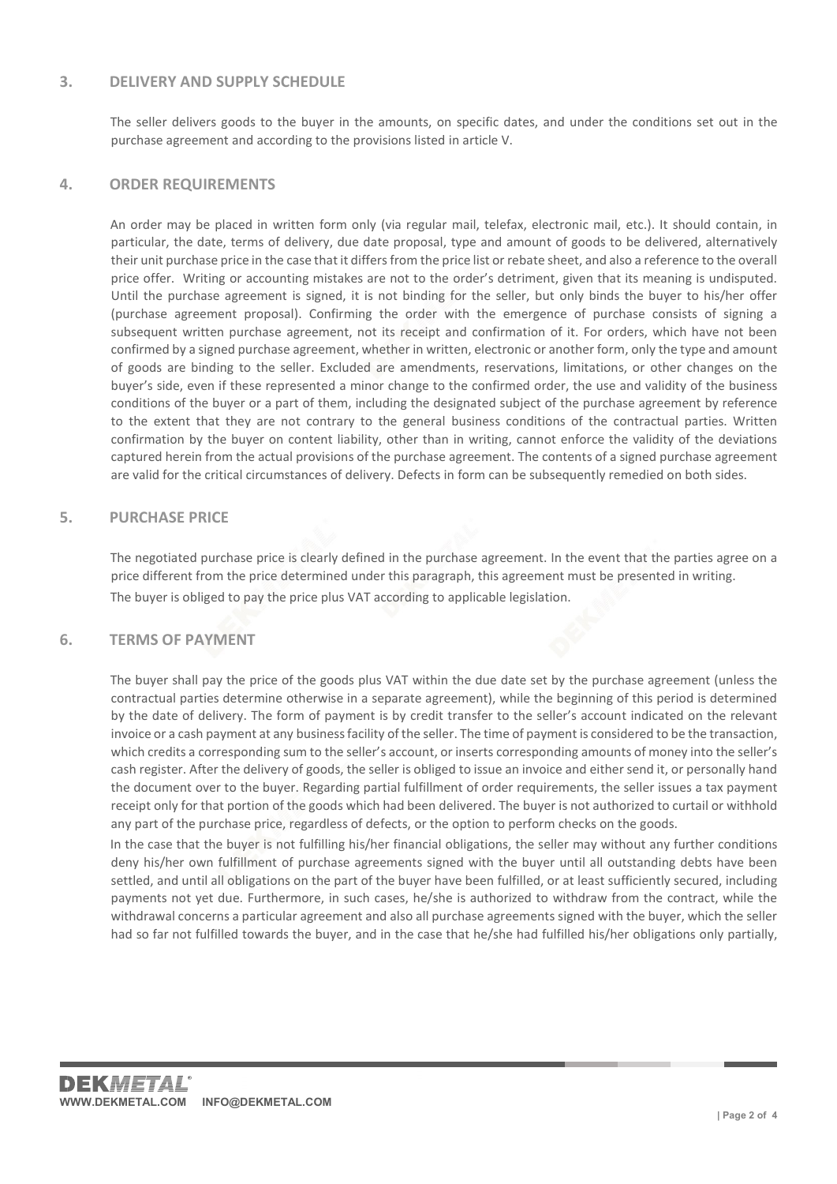## 3. DELIVERY AND SUPPLY SCHEDULE

The seller delivers goods to the buyer in the amounts, on specific dates, and under the conditions set out in the purchase agreement and according to the provisions listed in article V.

## 4. ORDER REQUIREMENTS

An order may be placed in written form only (via regular mail, telefax, electronic mail, etc.). It should contain, in particular, the date, terms of delivery, due date proposal, type and amount of goods to be delivered, alternatively their unit purchase price in the case that it differs from the price list or rebate sheet, and also a reference to the overall price offer. Writing or accounting mistakes are not to the order's detriment, given that its meaning is undisputed. Until the purchase agreement is signed, it is not binding for the seller, but only binds the buyer to his/her offer (purchase agreement proposal). Confirming the order with the emergence of purchase consists of signing a subsequent written purchase agreement, not its receipt and confirmation of it. For orders, which have not been confirmed by a signed purchase agreement, whether in written, electronic or another form, only the type and amount of goods are binding to the seller. Excluded are amendments, reservations, limitations, or other changes on the buyer's side, even if these represented a minor change to the confirmed order, the use and validity of the business conditions of the buyer or a part of them, including the designated subject of the purchase agreement by reference to the extent that they are not contrary to the general business conditions of the contractual parties. Written confirmation by the buyer on content liability, other than in writing, cannot enforce the validity of the deviations captured herein from the actual provisions of the purchase agreement. The contents of a signed purchase agreement are valid for the critical circumstances of delivery. Defects in form can be subsequently remedied on both sides.

## 5. PURCHASE PRICE

The negotiated purchase price is clearly defined in the purchase agreement. In the event that the parties agree on a price different from the price determined under this paragraph, this agreement must be presented in writing.

The buyer is obliged to pay the price plus VAT according to applicable legislation.

## 6. TERMS OF PAYMENT

The buyer shall pay the price of the goods plus VAT within the due date set by the purchase agreement (unless the contractual parties determine otherwise in a separate agreement), while the beginning of this period is determined by the date of delivery. The form of payment is by credit transfer to the seller's account indicated on the relevant invoice or a cash payment at any business facility of the seller. The time of payment is considered to be the transaction, which credits a corresponding sum to the seller's account, or inserts corresponding amounts of money into the seller's cash register. After the delivery of goods, the seller is obliged to issue an invoice and either send it, or personally hand the document over to the buyer. Regarding partial fulfillment of order requirements, the seller issues a tax payment receipt only for that portion of the goods which had been delivered. The buyer is not authorized to curtail or withhold any part of the purchase price, regardless of defects, or the option to perform checks on the goods.

In the case that the buyer is not fulfilling his/her financial obligations, the seller may without any further conditions deny his/her own fulfillment of purchase agreements signed with the buyer until all outstanding debts have been settled, and until all obligations on the part of the buyer have been fulfilled, or at least sufficiently secured, including payments not yet due. Furthermore, in such cases, he/she is authorized to withdraw from the contract, while the withdrawal concerns a particular agreement and also all purchase agreements signed with the buyer, which the seller had so far not fulfilled towards the buyer, and in the case that he/she had fulfilled his/her obligations only partially,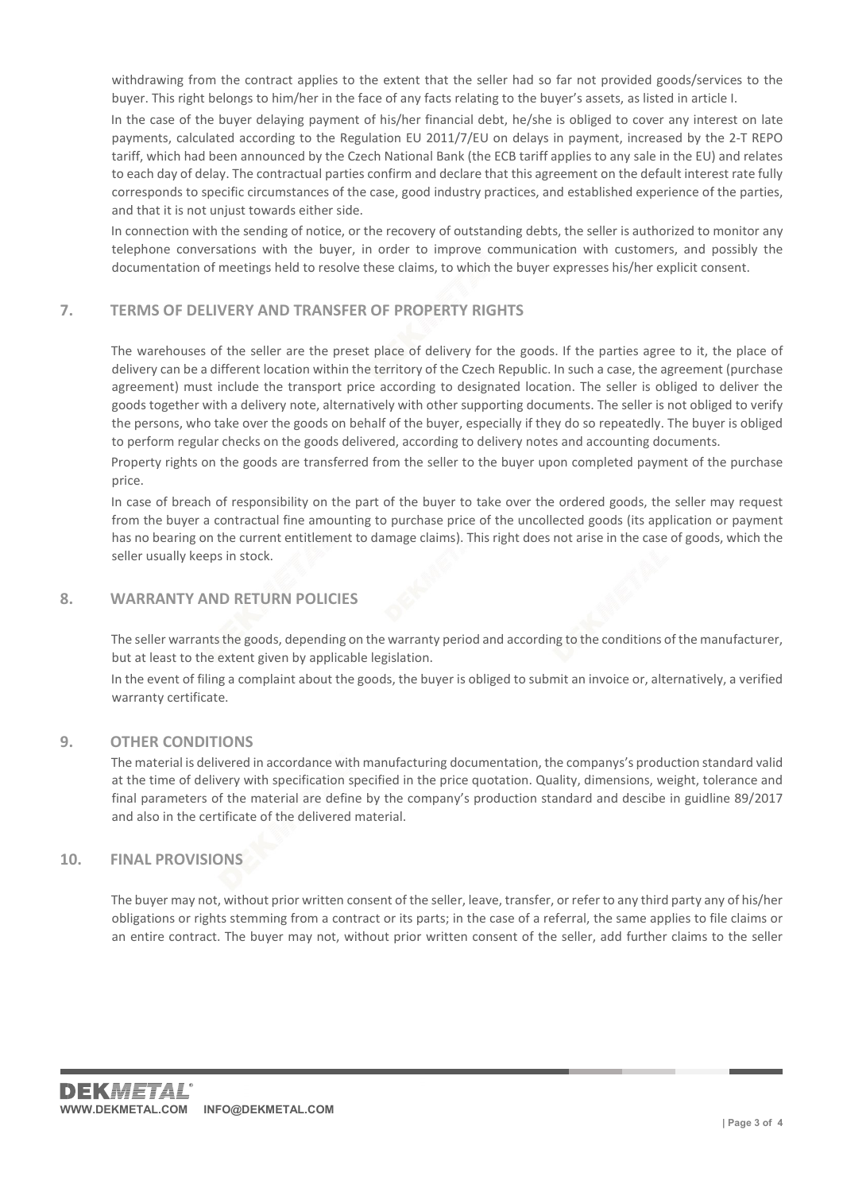withdrawing from the contract applies to the extent that the seller had so far not provided goods/services to the buyer. This right belongs to him/her in the face of any facts relating to the buyer's assets, as listed in article I.

In the case of the buyer delaying payment of his/her financial debt, he/she is obliged to cover any interest on late payments, calculated according to the Regulation EU 2011/7/EU on delays in payment, increased by the 2-T REPO tariff, which had been announced by the Czech National Bank (the ECB tariff applies to any sale in the EU) and relates to each day of delay. The contractual parties confirm and declare that this agreement on the default interest rate fully corresponds to specific circumstances of the case, good industry practices, and established experience of the parties, and that it is not unjust towards either side.

In connection with the sending of notice, or the recovery of outstanding debts, the seller is authorized to monitor any telephone conversations with the buyer, in order to improve communication with customers, and possibly the documentation of meetings held to resolve these claims, to which the buyer expresses his/her explicit consent.

## 7. TERMS OF DELIVERY AND TRANSFER OF PROPERTY RIGHTS

The warehouses of the seller are the preset place of delivery for the goods. If the parties agree to it, the place of delivery can be a different location within the territory of the Czech Republic. In such a case, the agreement (purchase agreement) must include the transport price according to designated location. The seller is obliged to deliver the goods together with a delivery note, alternatively with other supporting documents. The seller is not obliged to verify the persons, who take over the goods on behalf of the buyer, especially if they do so repeatedly. The buyer is obliged to perform regular checks on the goods delivered, according to delivery notes and accounting documents.

Property rights on the goods are transferred from the seller to the buyer upon completed payment of the purchase price.

In case of breach of responsibility on the part of the buyer to take over the ordered goods, the seller may request from the buyer a contractual fine amounting to purchase price of the uncollected goods (its application or payment has no bearing on the current entitlement to damage claims). This right does not arise in the case of goods, which the seller usually keeps in stock.

## 8. WARRANTY AND RETURN POLICIES

The seller warrants the goods, depending on the warranty period and according to the conditions of the manufacturer, but at least to the extent given by applicable legislation.

In the event of filing a complaint about the goods, the buyer is obliged to submit an invoice or, alternatively, a verified warranty certificate.

## 9. OTHER CONDITIONS

The material is delivered in accordance with manufacturing documentation, the companys's production standard valid at the time of delivery with specification specified in the price quotation. Quality, dimensions, weight, tolerance and final parameters of the material are define by the company's production standard and descibe in guidline 89/2017 and also in the certificate of the delivered material.

## 10. FINAL PROVISIONS

The buyer may not, without prior written consent of the seller, leave, transfer, or refer to any third party any of his/her obligations or rights stemming from a contract or its parts; in the case of a referral, the same applies to file claims or an entire contract. The buyer may not, without prior written consent of the seller, add further claims to the seller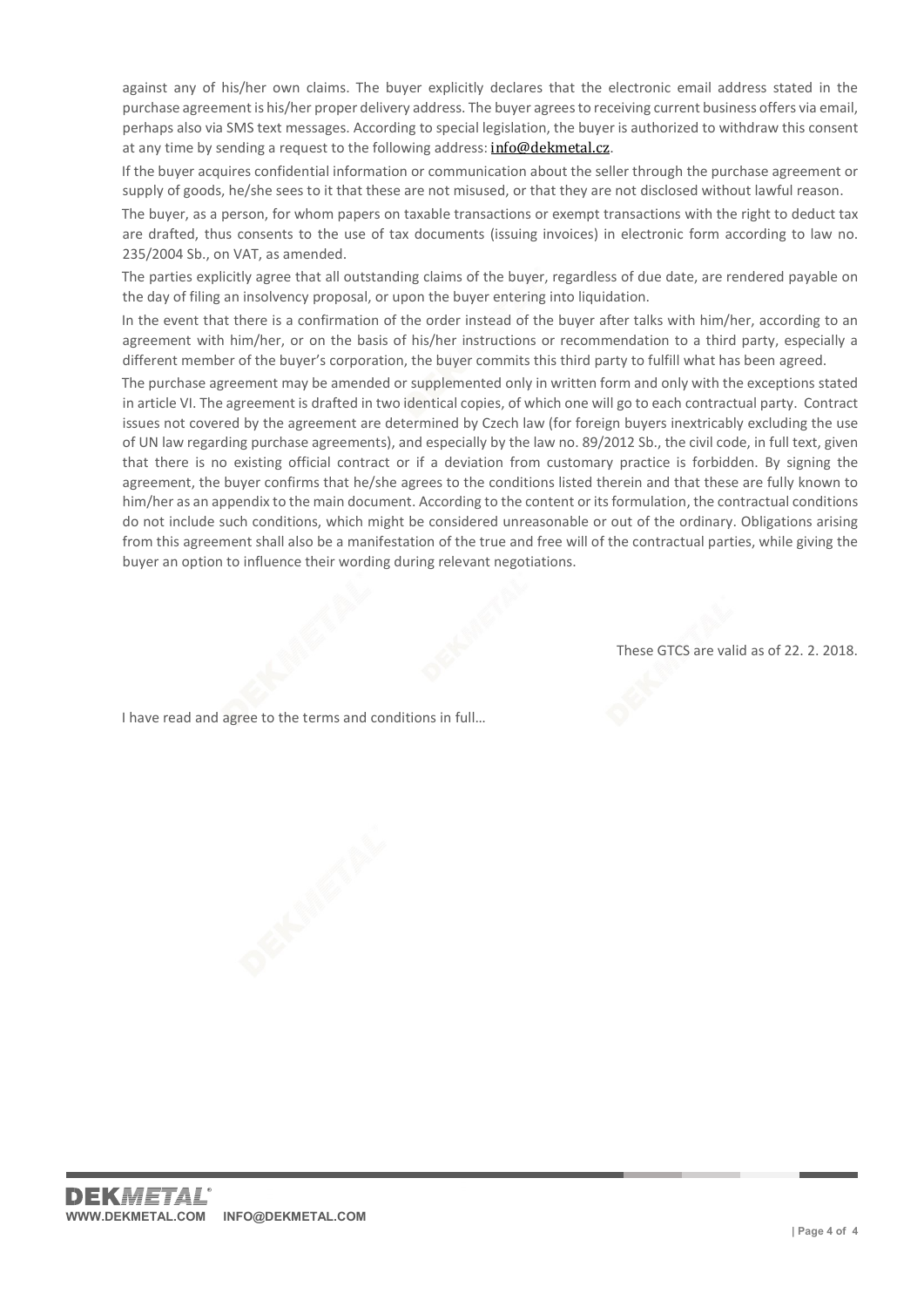against any of his/her own claims. The buyer explicitly declares that the electronic email address stated in the purchase agreement is his/her proper delivery address. The buyer agrees to receiving current business offers via email, perhaps also via SMS text messages. According to special legislation, the buyer is authorized to withdraw this consent at any time by sending a request to the following address: info@dekmetal.cz.

If the buyer acquires confidential information or communication about the seller through the purchase agreement or supply of goods, he/she sees to it that these are not misused, or that they are not disclosed without lawful reason.

The buyer, as a person, for whom papers on taxable transactions or exempt transactions with the right to deduct tax are drafted, thus consents to the use of tax documents (issuing invoices) in electronic form according to law no. 235/2004 Sb., on VAT, as amended.

The parties explicitly agree that all outstanding claims of the buyer, regardless of due date, are rendered payable on the day of filing an insolvency proposal, or upon the buyer entering into liquidation.

In the event that there is a confirmation of the order instead of the buyer after talks with him/her, according to an agreement with him/her, or on the basis of his/her instructions or recommendation to a third party, especially a different member of the buyer's corporation, the buyer commits this third party to fulfill what has been agreed.

The purchase agreement may be amended or supplemented only in written form and only with the exceptions stated in article VI. The agreement is drafted in two identical copies, of which one will go to each contractual party. Contract issues not covered by the agreement are determined by Czech law (for foreign buyers inextricably excluding the use of UN law regarding purchase agreements), and especially by the law no. 89/2012 Sb., the civil code, in full text, given that there is no existing official contract or if a deviation from customary practice is forbidden. By signing the agreement, the buyer confirms that he/she agrees to the conditions listed therein and that these are fully known to him/her as an appendix to the main document. According to the content or its formulation, the contractual conditions do not include such conditions, which might be considered unreasonable or out of the ordinary. Obligations arising from this agreement shall also be a manifestation of the true and free will of the contractual parties, while giving the buyer an option to influence their wording during relevant negotiations.

These GTCS are valid as of 22. 2. 2018.

I have read and agree to the terms and conditions in full…